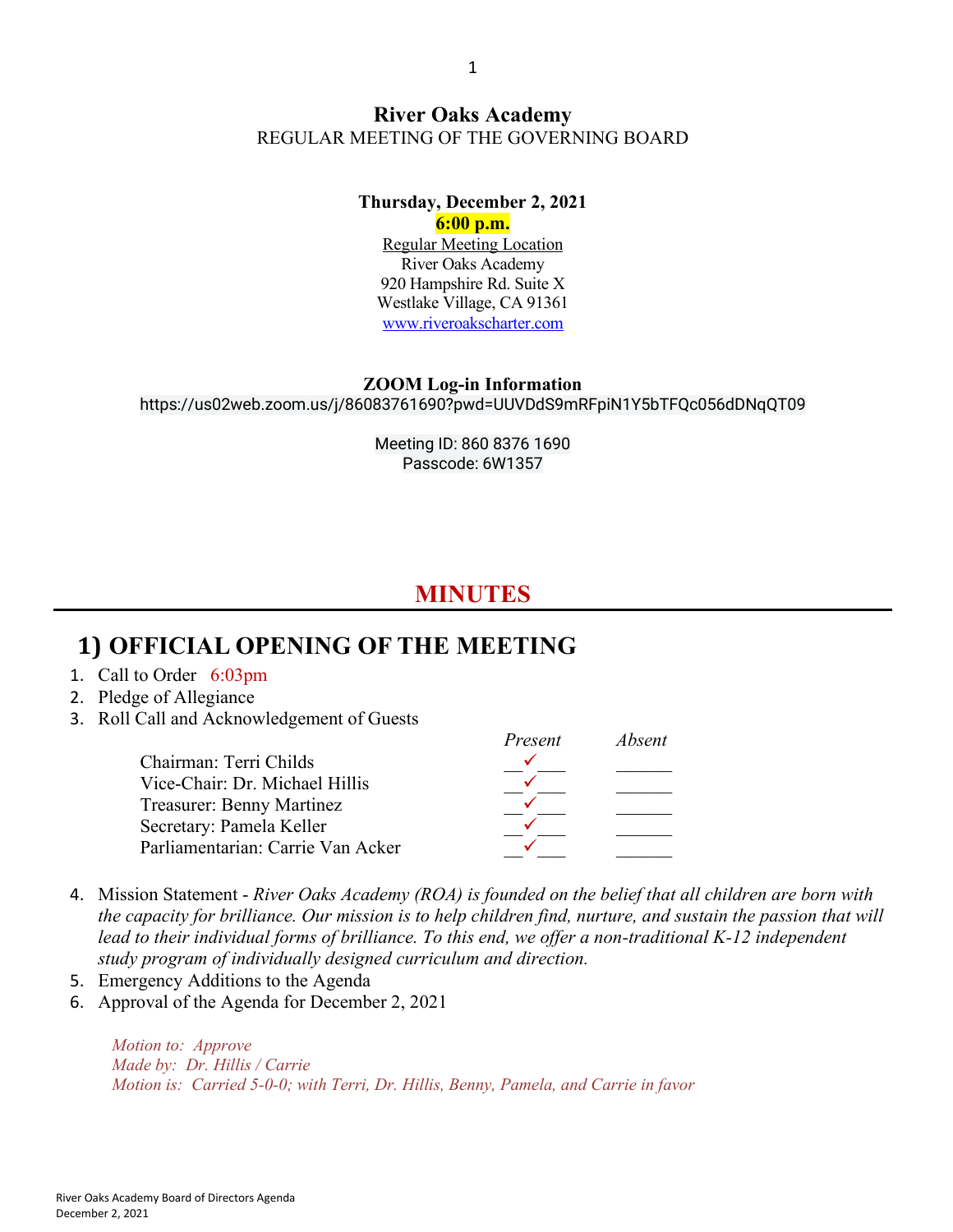## River Oaks Academy

REGULAR MEETING OF THE GOVERNING BOARD

**Thursday, December 2, 2021**

**6:00 p.m.**

Regular Meeting Location
River Oaks Academy
920 Hampshire Rd. Suite X
Westlake Village, CA 91361
www.riveroakscharter.com

**ZOOM Log-in Information**

https://us02web.zoom.us/j/86083761690?pwd=UUVDdS9mRFpiN1Y5bTFQc056dDNqQT09

Meeting ID: 860 8376 1690
Passcode: 6W1357

# MINUTES

## 1) OFFICIAL OPENING OF THE MEETING

1. Call to Order 6:03pm
2. Pledge of Allegiance
3. Roll Call and Acknowledgement of Guests

| | Present | Absent |
|---|---|---|
| Chairman: Terri Childs | ✓ | |
| Vice-Chair: Dr. Michael Hillis | ✓ | |
| Treasurer: Benny Martinez | ✓ | |
| Secretary: Pamela Keller | ✓ | |
| Parliamentarian: Carrie Van Acker | ✓ | |

4. Mission Statement - *River Oaks Academy (ROA) is founded on the belief that all children are born with the capacity for brilliance. Our mission is to help children find, nurture, and sustain the passion that will lead to their individual forms of brilliance. To this end, we offer a non-traditional K-12 independent study program of individually designed curriculum and direction.*
5. Emergency Additions to the Agenda
6. Approval of the Agenda for December 2, 2021

*Motion to: Approve*
*Made by: Dr. Hillis / Carrie*
*Motion is: Carried 5-0-0; with Terri, Dr. Hillis, Benny, Pamela, and Carrie in favor*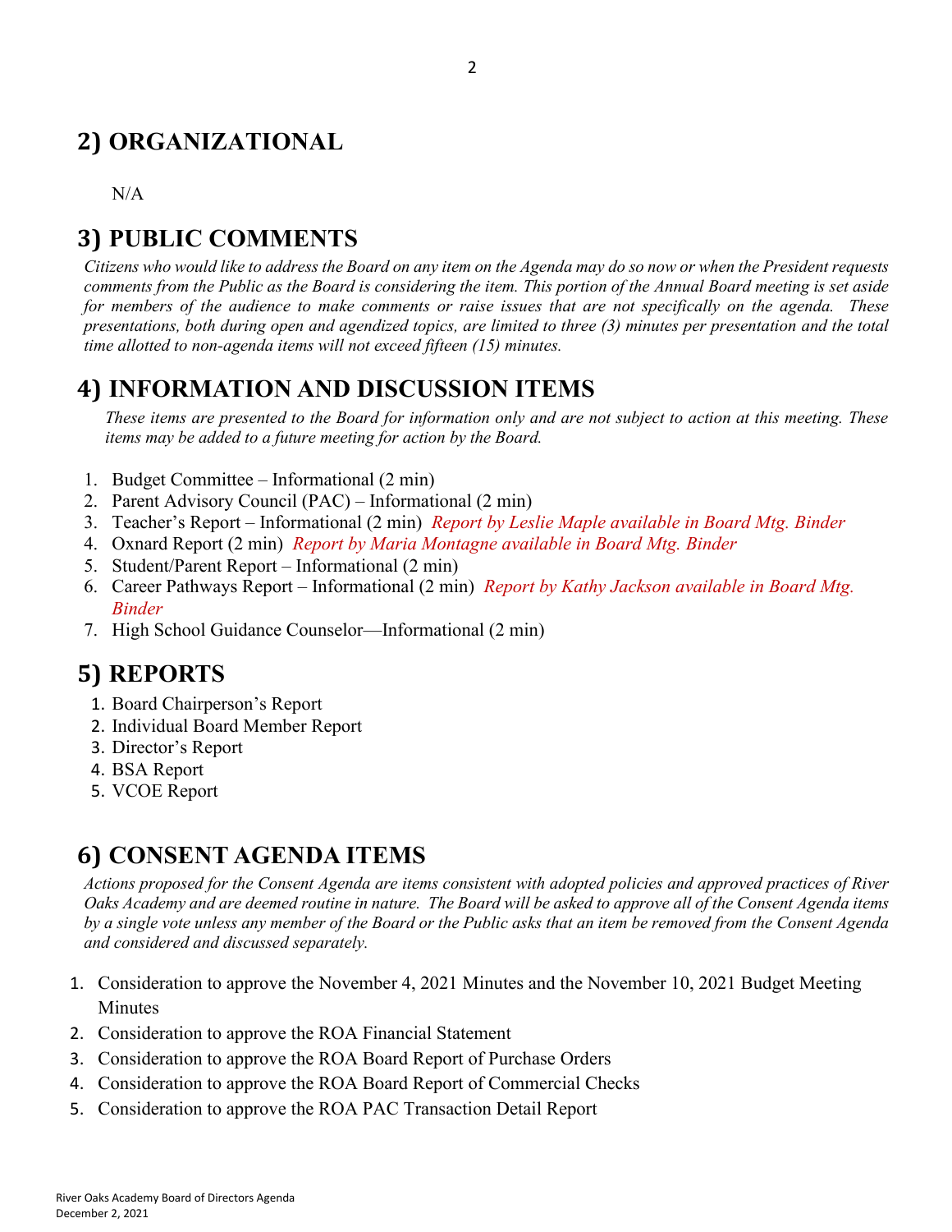## 2) ORGANIZATIONAL

N/A

## 3) PUBLIC COMMENTS

*Citizens who would like to address the Board on any item on the Agenda may do so now or when the President requests comments from the Public as the Board is considering the item. This portion of the Annual Board meeting is set aside for members of the audience to make comments or raise issues that are not specifically on the agenda. These presentations, both during open and agendized topics, are limited to three (3) minutes per presentation and the total time allotted to non-agenda items will not exceed fifteen (15) minutes.*

## 4) INFORMATION AND DISCUSSION ITEMS

*These items are presented to the Board for information only and are not subject to action at this meeting. These items may be added to a future meeting for action by the Board.*

1. Budget Committee – Informational (2 min)
2. Parent Advisory Council (PAC) – Informational (2 min)
3. Teacher's Report – Informational (2 min) *Report by Leslie Maple available in Board Mtg. Binder*
4. Oxnard Report (2 min) *Report by Maria Montagne available in Board Mtg. Binder*
5. Student/Parent Report – Informational (2 min)
6. Career Pathways Report – Informational (2 min) *Report by Kathy Jackson available in Board Mtg. Binder*
7. High School Guidance Counselor—Informational (2 min)

## 5) REPORTS

1. Board Chairperson's Report
2. Individual Board Member Report
3. Director's Report
4. BSA Report
5. VCOE Report

## 6) CONSENT AGENDA ITEMS

*Actions proposed for the Consent Agenda are items consistent with adopted policies and approved practices of River Oaks Academy and are deemed routine in nature. The Board will be asked to approve all of the Consent Agenda items by a single vote unless any member of the Board or the Public asks that an item be removed from the Consent Agenda and considered and discussed separately.*

1. Consideration to approve the November 4, 2021 Minutes and the November 10, 2021 Budget Meeting Minutes
2. Consideration to approve the ROA Financial Statement
3. Consideration to approve the ROA Board Report of Purchase Orders
4. Consideration to approve the ROA Board Report of Commercial Checks
5. Consideration to approve the ROA PAC Transaction Detail Report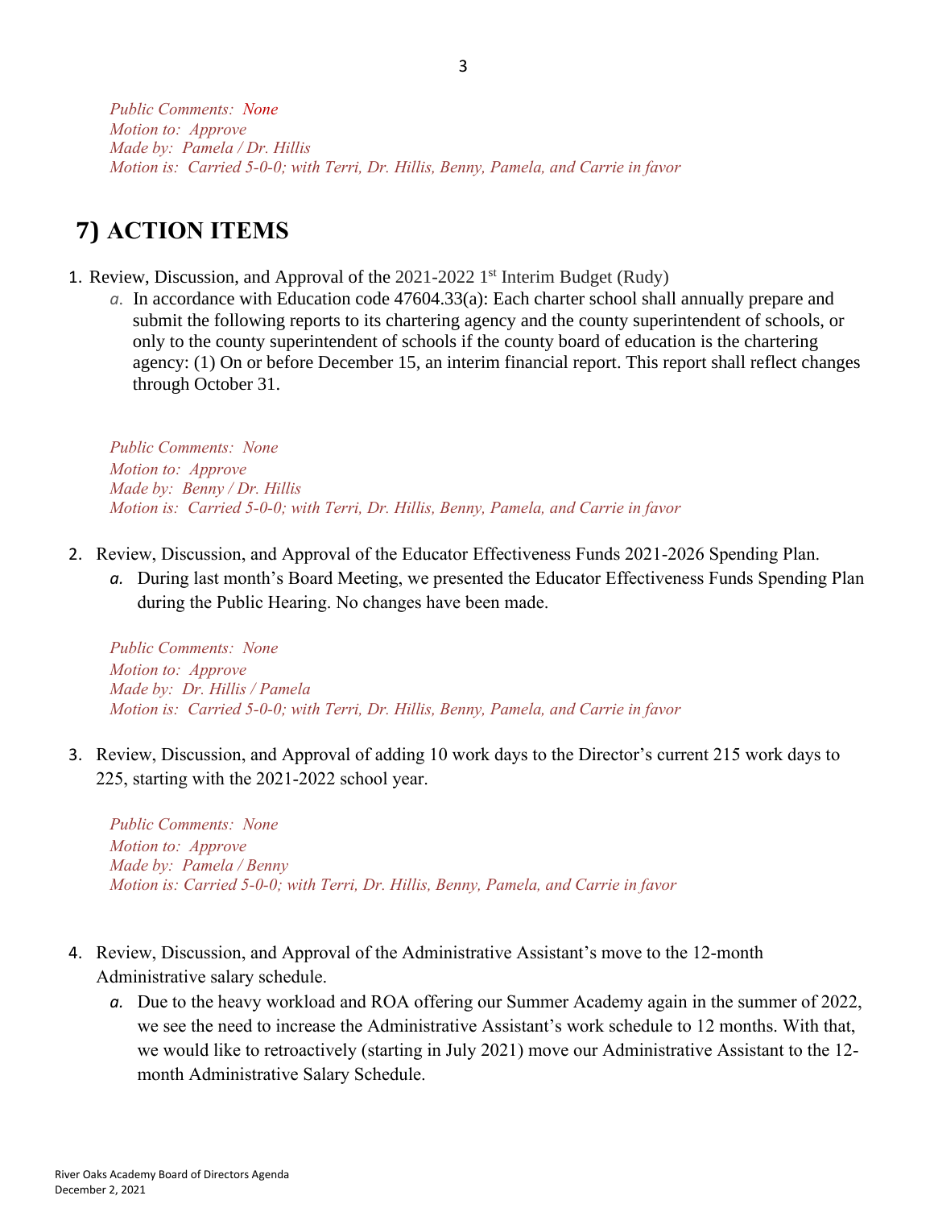*Public Comments: None*
*Motion to: Approve*
*Made by: Pamela / Dr. Hillis*
*Motion is: Carried 5-0-0; with Terri, Dr. Hillis, Benny, Pamela, and Carrie in favor*

## 7) ACTION ITEMS

1. Review, Discussion, and Approval of the 2021-2022 1st Interim Budget (Rudy)
   a. In accordance with Education code 47604.33(a): Each charter school shall annually prepare and submit the following reports to its chartering agency and the county superintendent of schools, or only to the county superintendent of schools if the county board of education is the chartering agency: (1) On or before December 15, an interim financial report. This report shall reflect changes through October 31.

   *Public Comments: None*
   *Motion to: Approve*
   *Made by: Benny / Dr. Hillis*
   *Motion is: Carried 5-0-0; with Terri, Dr. Hillis, Benny, Pamela, and Carrie in favor*

2. Review, Discussion, and Approval of the Educator Effectiveness Funds 2021-2026 Spending Plan.
   a. During last month's Board Meeting, we presented the Educator Effectiveness Funds Spending Plan during the Public Hearing. No changes have been made.

   *Public Comments: None*
   *Motion to: Approve*
   *Made by: Dr. Hillis / Pamela*
   *Motion is: Carried 5-0-0; with Terri, Dr. Hillis, Benny, Pamela, and Carrie in favor*

3. Review, Discussion, and Approval of adding 10 work days to the Director's current 215 work days to 225, starting with the 2021-2022 school year.

   *Public Comments: None*
   *Motion to: Approve*
   *Made by: Pamela / Benny*
   *Motion is: Carried 5-0-0; with Terri, Dr. Hillis, Benny, Pamela, and Carrie in favor*

4. Review, Discussion, and Approval of the Administrative Assistant's move to the 12-month Administrative salary schedule.
   a. Due to the heavy workload and ROA offering our Summer Academy again in the summer of 2022, we see the need to increase the Administrative Assistant's work schedule to 12 months. With that, we would like to retroactively (starting in July 2021) move our Administrative Assistant to the 12-month Administrative Salary Schedule.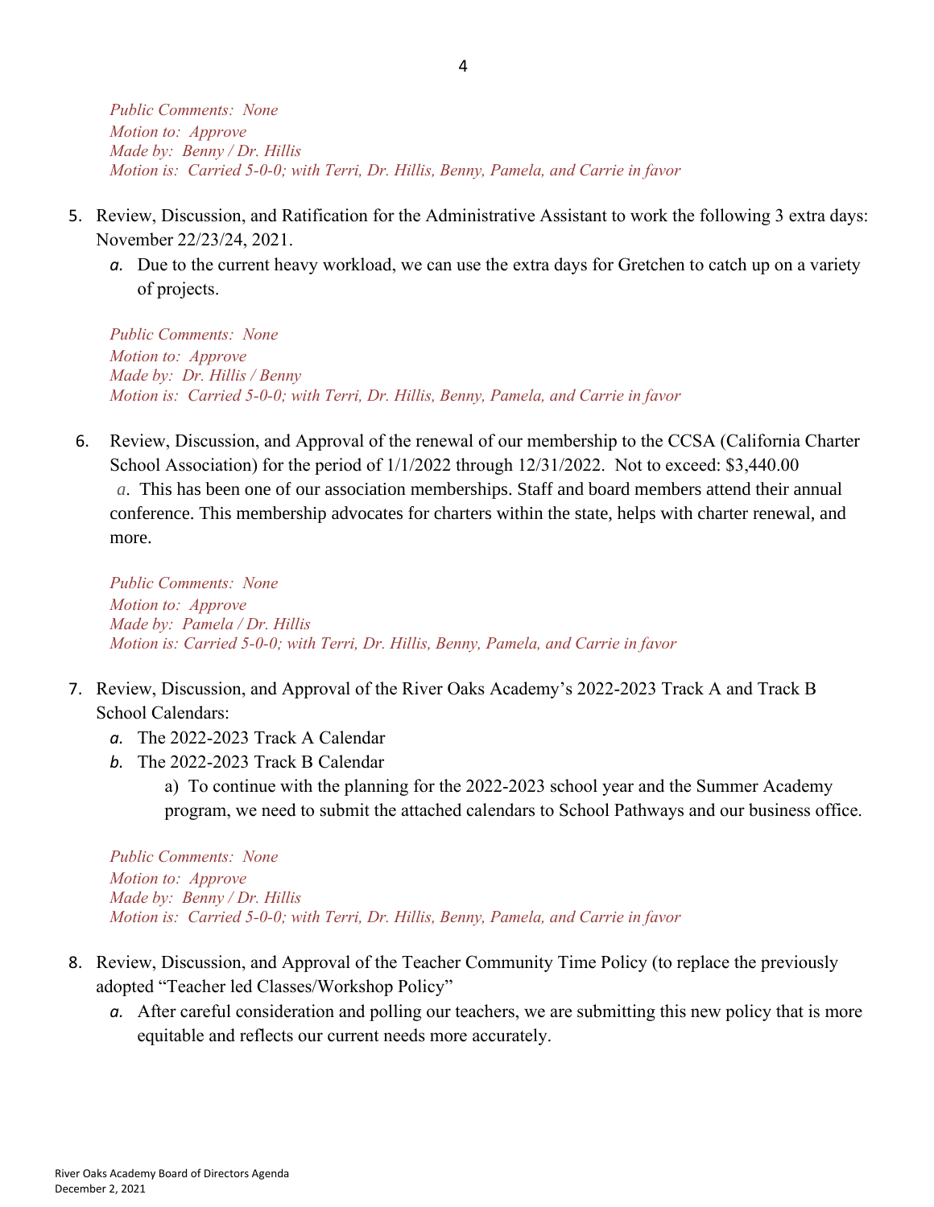*Public Comments: None*
*Motion to: Approve*
*Made by: Benny / Dr. Hillis*
*Motion is: Carried 5-0-0; with Terri, Dr. Hillis, Benny, Pamela, and Carrie in favor*

5. Review, Discussion, and Ratification for the Administrative Assistant to work the following 3 extra days: November 22/23/24, 2021.
   a. Due to the current heavy workload, we can use the extra days for Gretchen to catch up on a variety of projects.

*Public Comments: None*
*Motion to: Approve*
*Made by: Dr. Hillis / Benny*
*Motion is: Carried 5-0-0; with Terri, Dr. Hillis, Benny, Pamela, and Carrie in favor*

6. Review, Discussion, and Approval of the renewal of our membership to the CCSA (California Charter School Association) for the period of 1/1/2022 through 12/31/2022. Not to exceed: $3,440.00
   a. This has been one of our association memberships. Staff and board members attend their annual conference. This membership advocates for charters within the state, helps with charter renewal, and more.

*Public Comments: None*
*Motion to: Approve*
*Made by: Pamela / Dr. Hillis*
*Motion is: Carried 5-0-0; with Terri, Dr. Hillis, Benny, Pamela, and Carrie in favor*

7. Review, Discussion, and Approval of the River Oaks Academy's 2022-2023 Track A and Track B School Calendars:
   a. The 2022-2023 Track A Calendar
   b. The 2022-2023 Track B Calendar
      a) To continue with the planning for the 2022-2023 school year and the Summer Academy program, we need to submit the attached calendars to School Pathways and our business office.

*Public Comments: None*
*Motion to: Approve*
*Made by: Benny / Dr. Hillis*
*Motion is: Carried 5-0-0; with Terri, Dr. Hillis, Benny, Pamela, and Carrie in favor*

8. Review, Discussion, and Approval of the Teacher Community Time Policy (to replace the previously adopted "Teacher led Classes/Workshop Policy"
   a. After careful consideration and polling our teachers, we are submitting this new policy that is more equitable and reflects our current needs more accurately.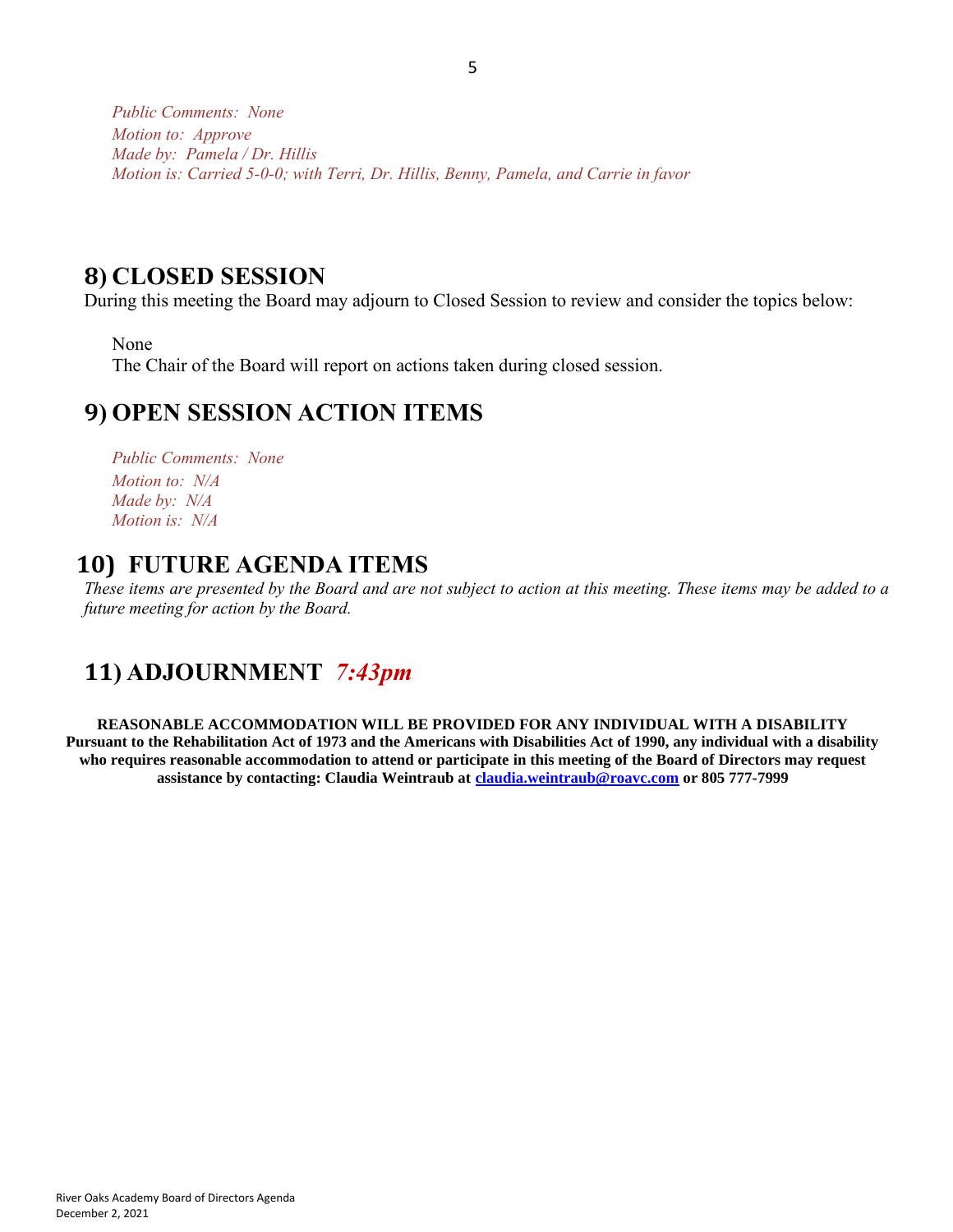*Public Comments: None*
*Motion to: Approve*
*Made by: Pamela / Dr. Hillis*
*Motion is: Carried 5-0-0; with Terri, Dr. Hillis, Benny, Pamela, and Carrie in favor*

## 8) CLOSED SESSION

During this meeting the Board may adjourn to Closed Session to review and consider the topics below:

None
The Chair of the Board will report on actions taken during closed session.

## 9) OPEN SESSION ACTION ITEMS

*Public Comments: None*
*Motion to: N/A*
*Made by: N/A*
*Motion is: N/A*

## 10) FUTURE AGENDA ITEMS

*These items are presented by the Board and are not subject to action at this meeting. These items may be added to a future meeting for action by the Board.*

## 11) ADJOURNMENT *7:43pm*

**REASONABLE ACCOMMODATION WILL BE PROVIDED FOR ANY INDIVIDUAL WITH A DISABILITY**
**Pursuant to the Rehabilitation Act of 1973 and the Americans with Disabilities Act of 1990, any individual with a disability who requires reasonable accommodation to attend or participate in this meeting of the Board of Directors may request assistance by contacting: Claudia Weintraub at claudia.weintraub@roavc.com or 805 777-7999**

River Oaks Academy Board of Directors Agenda
December 2, 2021